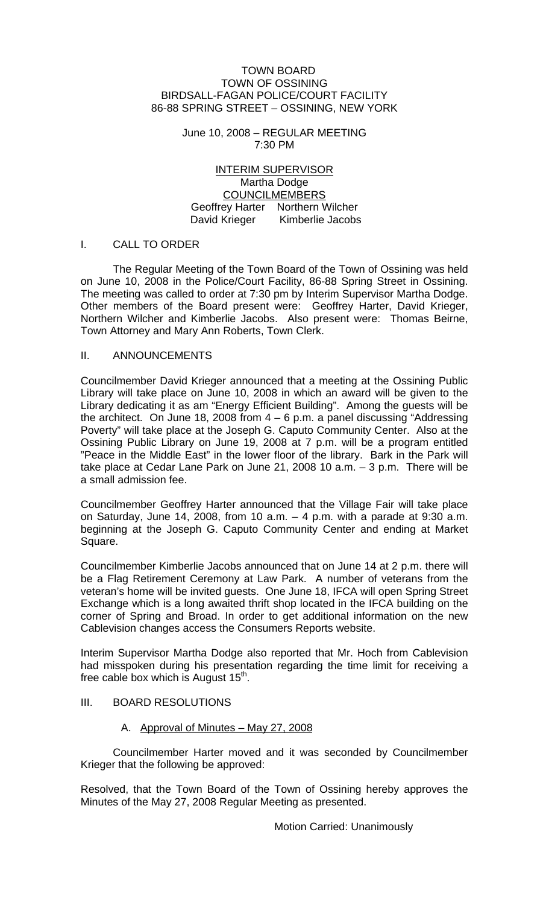TOWN BOARD
TOWN OF OSSINING
BIRDSALL-FAGAN POLICE/COURT FACILITY
86-88 SPRING STREET – OSSINING, NEW YORK

June 10, 2008 – REGULAR MEETING
7:30 PM

INTERIM SUPERVISOR
Martha Dodge
COUNCILMEMBERS
Geoffrey Harter  Northern Wilcher
David Krieger  Kimberlie Jacobs

## I. CALL TO ORDER

The Regular Meeting of the Town Board of the Town of Ossining was held on June 10, 2008 in the Police/Court Facility, 86-88 Spring Street in Ossining. The meeting was called to order at 7:30 pm by Interim Supervisor Martha Dodge. Other members of the Board present were: Geoffrey Harter, David Krieger, Northern Wilcher and Kimberlie Jacobs. Also present were: Thomas Beirne, Town Attorney and Mary Ann Roberts, Town Clerk.

## II. ANNOUNCEMENTS

Councilmember David Krieger announced that a meeting at the Ossining Public Library will take place on June 10, 2008 in which an award will be given to the Library dedicating it as am "Energy Efficient Building". Among the guests will be the architect. On June 18, 2008 from 4 – 6 p.m. a panel discussing "Addressing Poverty" will take place at the Joseph G. Caputo Community Center. Also at the Ossining Public Library on June 19, 2008 at 7 p.m. will be a program entitled "Peace in the Middle East" in the lower floor of the library. Bark in the Park will take place at Cedar Lane Park on June 21, 2008 10 a.m. – 3 p.m. There will be a small admission fee.

Councilmember Geoffrey Harter announced that the Village Fair will take place on Saturday, June 14, 2008, from 10 a.m. – 4 p.m. with a parade at 9:30 a.m. beginning at the Joseph G. Caputo Community Center and ending at Market Square.

Councilmember Kimberlie Jacobs announced that on June 14 at 2 p.m. there will be a Flag Retirement Ceremony at Law Park. A number of veterans from the veteran's home will be invited guests. One June 18, IFCA will open Spring Street Exchange which is a long awaited thrift shop located in the IFCA building on the corner of Spring and Broad. In order to get additional information on the new Cablevision changes access the Consumers Reports website.

Interim Supervisor Martha Dodge also reported that Mr. Hoch from Cablevision had misspoken during his presentation regarding the time limit for receiving a free cable box which is August 15th.

## III. BOARD RESOLUTIONS

### A. Approval of Minutes – May 27, 2008

Councilmember Harter moved and it was seconded by Councilmember Krieger that the following be approved:

Resolved, that the Town Board of the Town of Ossining hereby approves the Minutes of the May 27, 2008 Regular Meeting as presented.

Motion Carried: Unanimously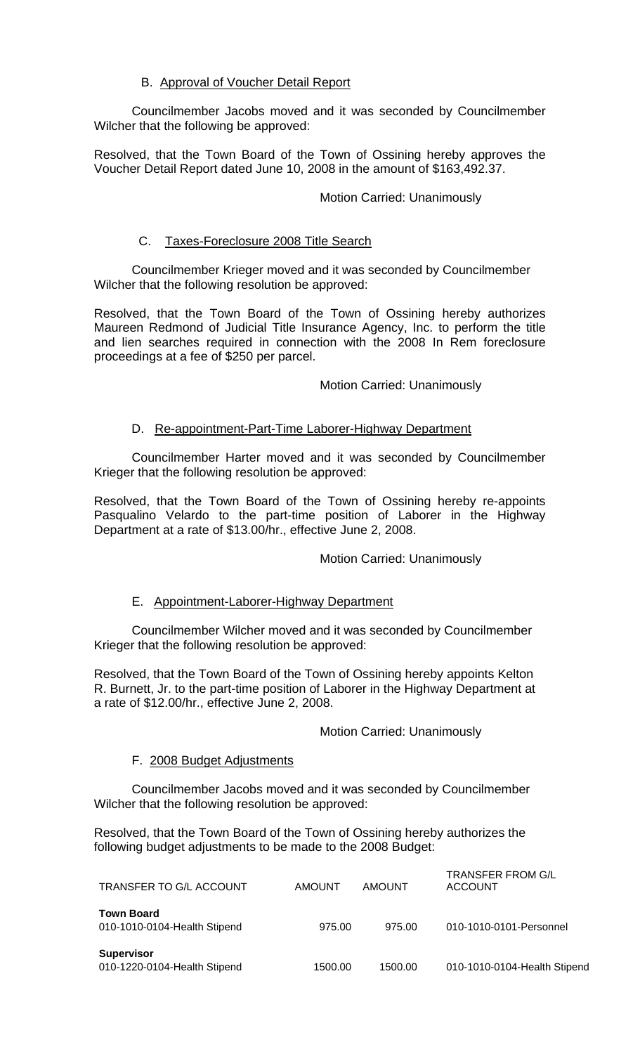### B. Approval of Voucher Detail Report

Councilmember Jacobs moved and it was seconded by Councilmember Wilcher that the following be approved:

Resolved, that the Town Board of the Town of Ossining hereby approves the Voucher Detail Report dated June 10, 2008 in the amount of $163,492.37.

Motion Carried: Unanimously

### C. Taxes-Foreclosure 2008 Title Search

Councilmember Krieger moved and it was seconded by Councilmember Wilcher that the following resolution be approved:

Resolved, that the Town Board of the Town of Ossining hereby authorizes Maureen Redmond of Judicial Title Insurance Agency, Inc. to perform the title and lien searches required in connection with the 2008 In Rem foreclosure proceedings at a fee of $250 per parcel.

Motion Carried: Unanimously

### D. Re-appointment-Part-Time Laborer-Highway Department

Councilmember Harter moved and it was seconded by Councilmember Krieger that the following resolution be approved:

Resolved, that the Town Board of the Town of Ossining hereby re-appoints Pasqualino Velardo to the part-time position of Laborer in the Highway Department at a rate of $13.00/hr., effective June 2, 2008.

Motion Carried: Unanimously

### E. Appointment-Laborer-Highway Department

Councilmember Wilcher moved and it was seconded by Councilmember Krieger that the following resolution be approved:

Resolved, that the Town Board of the Town of Ossining hereby appoints Kelton R. Burnett, Jr. to the part-time position of Laborer in the Highway Department at a rate of $12.00/hr., effective June 2, 2008.

Motion Carried: Unanimously

### F. 2008 Budget Adjustments

Councilmember Jacobs moved and it was seconded by Councilmember Wilcher that the following resolution be approved:

Resolved, that the Town Board of the Town of Ossining hereby authorizes the following budget adjustments to be made to the 2008 Budget:

| TRANSFER TO G/L ACCOUNT | AMOUNT | AMOUNT | TRANSFER FROM G/L ACCOUNT |
|---|---|---|---|
| **Town Board**<br>010-1010-0104-Health Stipend | 975.00 | 975.00 | 010-1010-0101-Personnel |
| **Supervisor**<br>010-1220-0104-Health Stipend | 1500.00 | 1500.00 | 010-1010-0104-Health Stipend |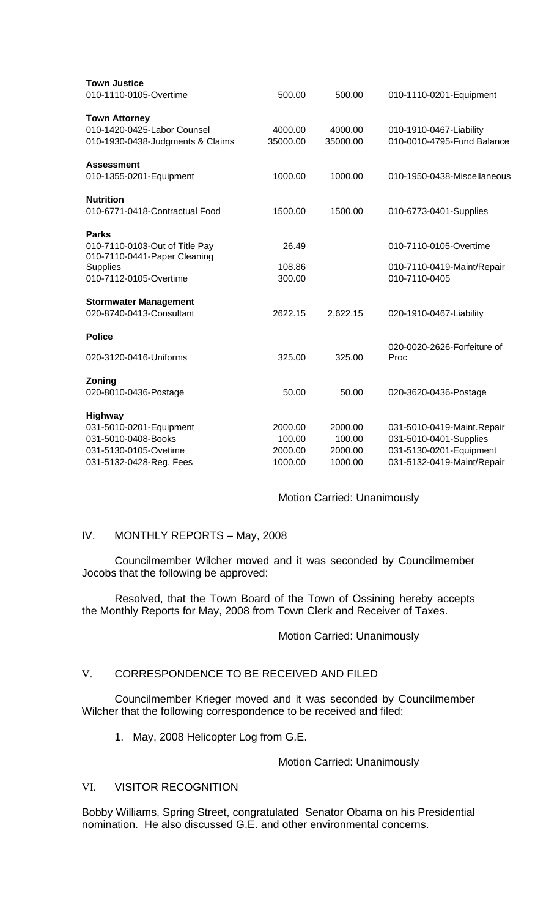| | | | |
|---|---|---|---|
| **Town Justice** | | | |
| 010-1110-0105-Overtime | 500.00 | 500.00 | 010-1110-0201-Equipment |
| **Town Attorney** | | | |
| 010-1420-0425-Labor Counsel | 4000.00 | 4000.00 | 010-1910-0467-Liability |
| 010-1930-0438-Judgments & Claims | 35000.00 | 35000.00 | 010-0010-4795-Fund Balance |
| **Assessment** | | | |
| 010-1355-0201-Equipment | 1000.00 | 1000.00 | 010-1950-0438-Miscellaneous |
| **Nutrition** | | | |
| 010-6771-0418-Contractual Food | 1500.00 | 1500.00 | 010-6773-0401-Supplies |
| **Parks** | | | |
| 010-7110-0103-Out of Title Pay | 26.49 | | 010-7110-0105-Overtime |
| 010-7110-0441-Paper Cleaning Supplies | 108.86 | | 010-7110-0419-Maint/Repair |
| 010-7112-0105-Overtime | 300.00 | | 010-7110-0405 |
| **Stormwater Management** | | | |
| 020-8740-0413-Consultant | 2622.15 | 2,622.15 | 020-1910-0467-Liability |
| **Police** | | | |
| 020-3120-0416-Uniforms | 325.00 | 325.00 | 020-0020-2626-Forfeiture of Proc |
| **Zoning** | | | |
| 020-8010-0436-Postage | 50.00 | 50.00 | 020-3620-0436-Postage |
| **Highway** | | | |
| 031-5010-0201-Equipment | 2000.00 | 2000.00 | 031-5010-0419-Maint.Repair |
| 031-5010-0408-Books | 100.00 | 100.00 | 031-5010-0401-Supplies |
| 031-5130-0105-Ovetime | 2000.00 | 2000.00 | 031-5130-0201-Equipment |
| 031-5132-0428-Reg. Fees | 1000.00 | 1000.00 | 031-5132-0419-Maint/Repair |

Motion Carried: Unanimously

## IV. MONTHLY REPORTS – May, 2008

Councilmember Wilcher moved and it was seconded by Councilmember Jocobs that the following be approved:

Resolved, that the Town Board of the Town of Ossining hereby accepts the Monthly Reports for May, 2008 from Town Clerk and Receiver of Taxes.

Motion Carried: Unanimously

## V. CORRESPONDENCE TO BE RECEIVED AND FILED

Councilmember Krieger moved and it was seconded by Councilmember Wilcher that the following correspondence to be received and filed:

1. May, 2008 Helicopter Log from G.E.

Motion Carried: Unanimously

## VI. VISITOR RECOGNITION

Bobby Williams, Spring Street, congratulated Senator Obama on his Presidential nomination. He also discussed G.E. and other environmental concerns.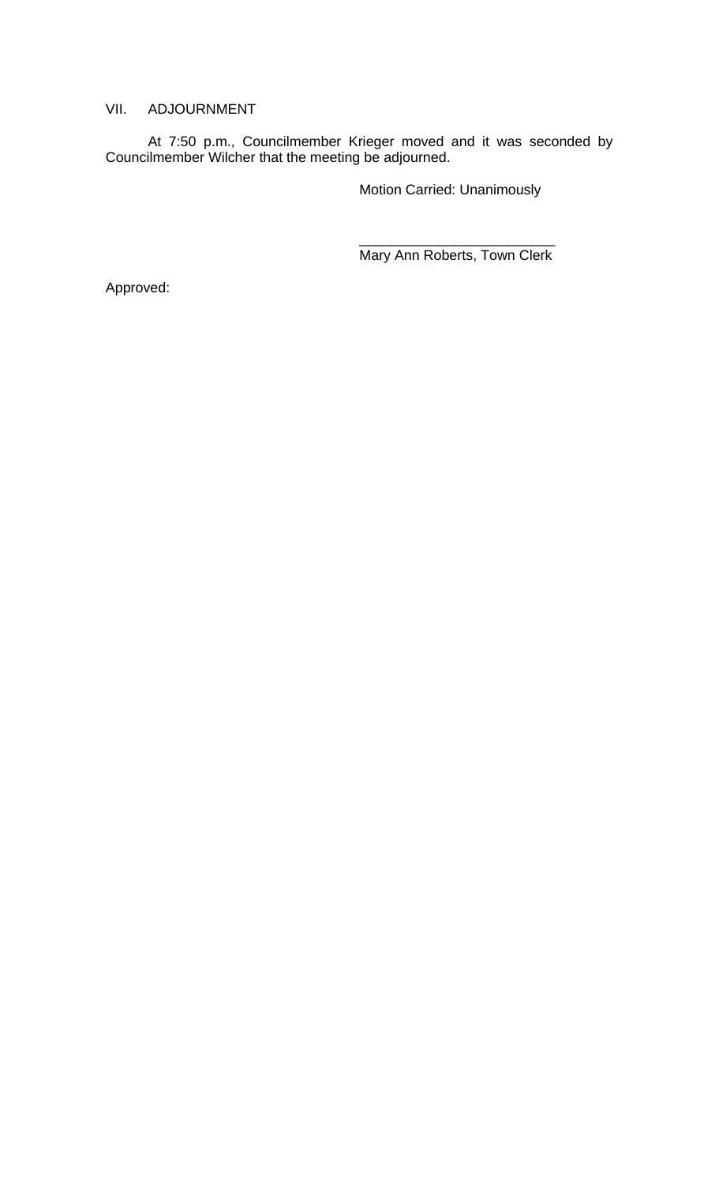## VII. ADJOURNMENT

At 7:50 p.m., Councilmember Krieger moved and it was seconded by Councilmember Wilcher that the meeting be adjourned.

Motion Carried: Unanimously

_________________________
Mary Ann Roberts, Town Clerk

Approved: